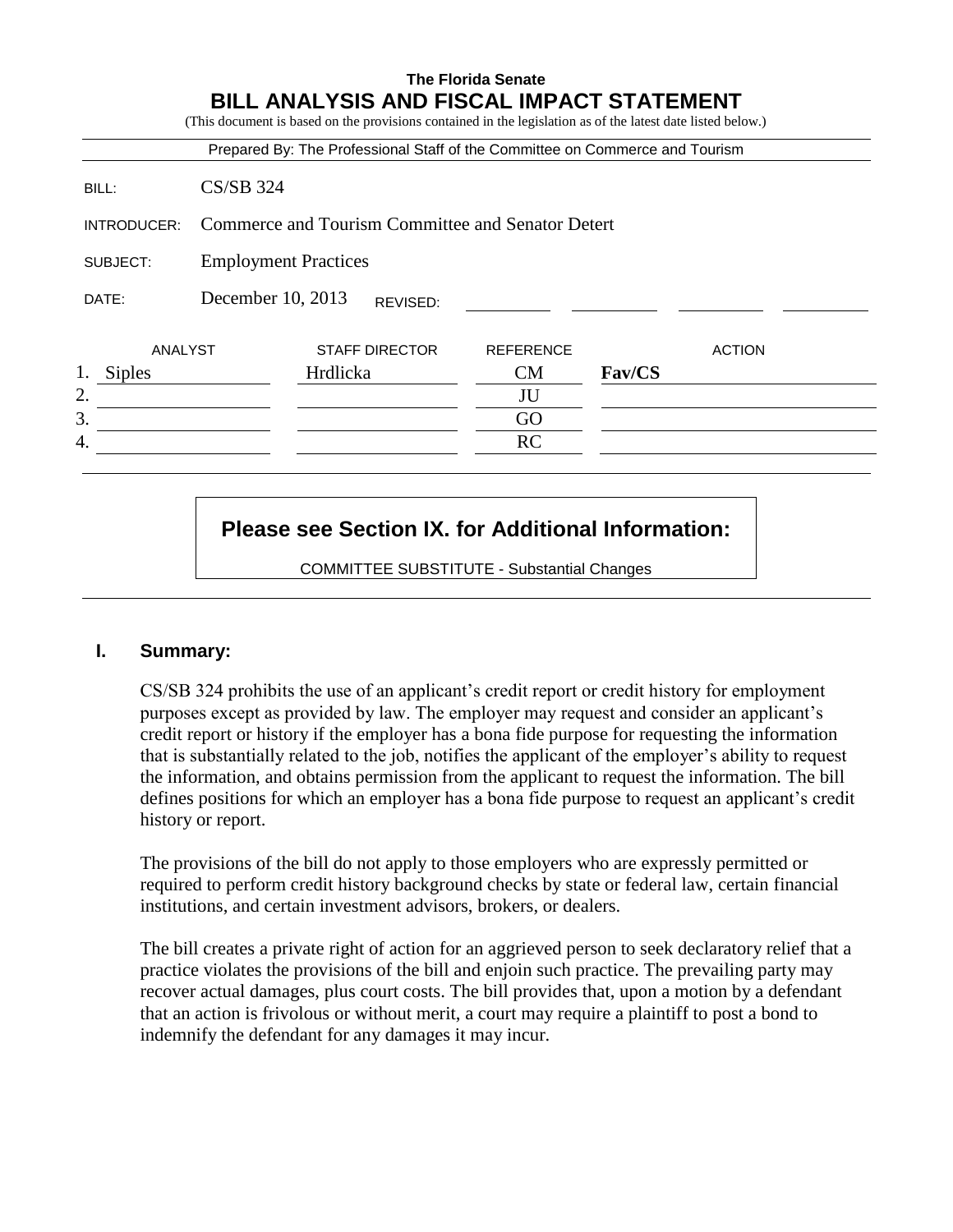**The Florida Senate**

# BILL ANALYSIS AND FISCAL IMPACT STATEMENT

(This document is based on the provisions contained in the legislation as of the latest date listed below.)

Prepared By: The Professional Staff of the Committee on Commerce and Tourism

| | |
|---|---|
| BILL: | CS/SB 324 |
| INTRODUCER: | Commerce and Tourism Committee and Senator Detert |
| SUBJECT: | Employment Practices |
| DATE: | December 10, 2013 REVISED: |

| | ANALYST | STAFF DIRECTOR | REFERENCE | ACTION |
|---|---|---|---|---|
| 1. | Siples | Hrdlicka | CM | **Fav/CS** |
| 2. | | | JU | |
| 3. | | | GO | |
| 4. | | | RC | |

**Please see Section IX. for Additional Information:**

COMMITTEE SUBSTITUTE - Substantial Changes

## I. Summary:

CS/SB 324 prohibits the use of an applicant's credit report or credit history for employment purposes except as provided by law. The employer may request and consider an applicant's credit report or history if the employer has a bona fide purpose for requesting the information that is substantially related to the job, notifies the applicant of the employer's ability to request the information, and obtains permission from the applicant to request the information. The bill defines positions for which an employer has a bona fide purpose to request an applicant's credit history or report.

The provisions of the bill do not apply to those employers who are expressly permitted or required to perform credit history background checks by state or federal law, certain financial institutions, and certain investment advisors, brokers, or dealers.

The bill creates a private right of action for an aggrieved person to seek declaratory relief that a practice violates the provisions of the bill and enjoin such practice. The prevailing party may recover actual damages, plus court costs. The bill provides that, upon a motion by a defendant that an action is frivolous or without merit, a court may require a plaintiff to post a bond to indemnify the defendant for any damages it may incur.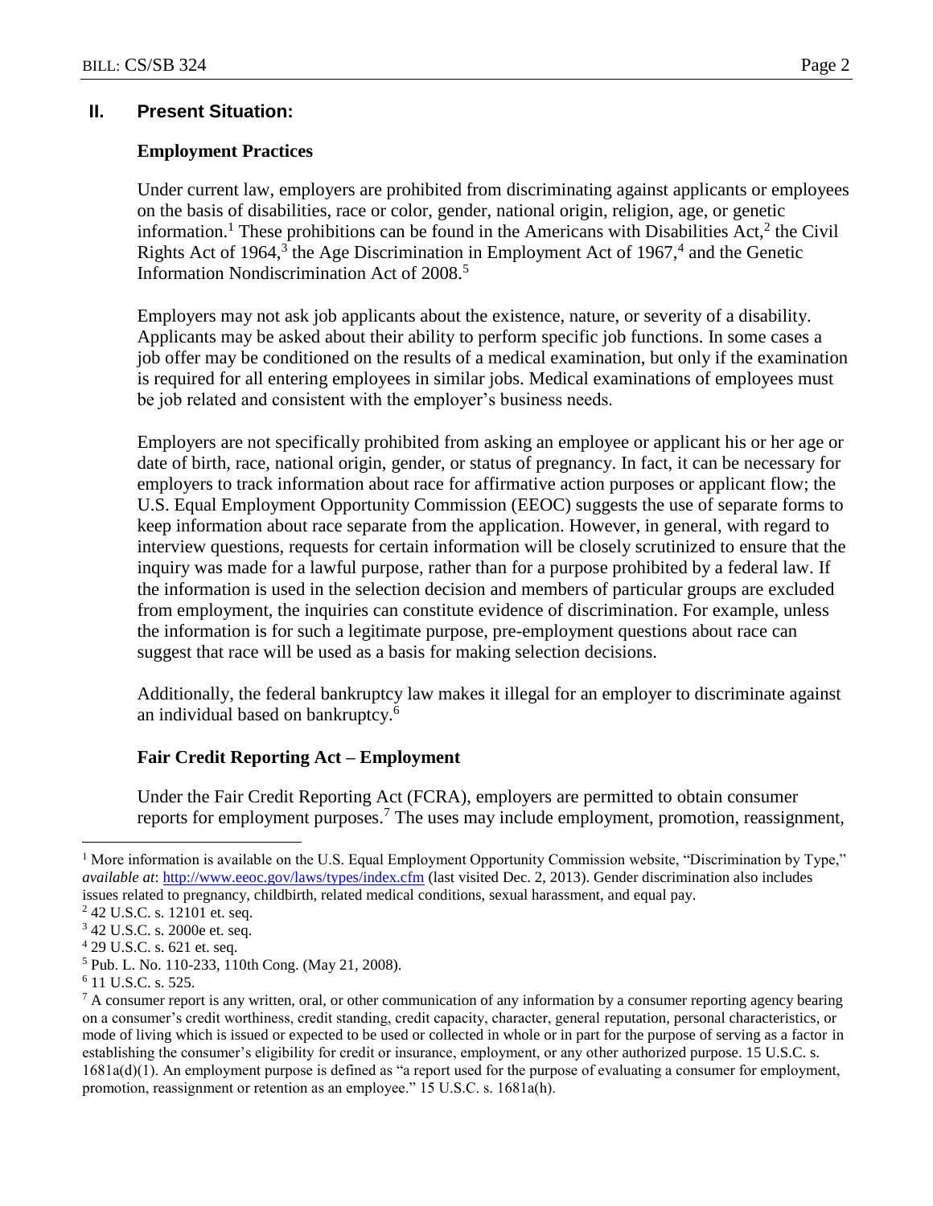## II. Present Situation:

### Employment Practices

Under current law, employers are prohibited from discriminating against applicants or employees on the basis of disabilities, race or color, gender, national origin, religion, age, or genetic information.[1] These prohibitions can be found in the Americans with Disabilities Act,[2] the Civil Rights Act of 1964,[3] the Age Discrimination in Employment Act of 1967,[4] and the Genetic Information Nondiscrimination Act of 2008.[5]

Employers may not ask job applicants about the existence, nature, or severity of a disability. Applicants may be asked about their ability to perform specific job functions. In some cases a job offer may be conditioned on the results of a medical examination, but only if the examination is required for all entering employees in similar jobs. Medical examinations of employees must be job related and consistent with the employer's business needs.

Employers are not specifically prohibited from asking an employee or applicant his or her age or date of birth, race, national origin, gender, or status of pregnancy. In fact, it can be necessary for employers to track information about race for affirmative action purposes or applicant flow; the U.S. Equal Employment Opportunity Commission (EEOC) suggests the use of separate forms to keep information about race separate from the application. However, in general, with regard to interview questions, requests for certain information will be closely scrutinized to ensure that the inquiry was made for a lawful purpose, rather than for a purpose prohibited by a federal law. If the information is used in the selection decision and members of particular groups are excluded from employment, the inquiries can constitute evidence of discrimination. For example, unless the information is for such a legitimate purpose, pre-employment questions about race can suggest that race will be used as a basis for making selection decisions.

Additionally, the federal bankruptcy law makes it illegal for an employer to discriminate against an individual based on bankruptcy.[6]

### Fair Credit Reporting Act – Employment

Under the Fair Credit Reporting Act (FCRA), employers are permitted to obtain consumer reports for employment purposes.[7] The uses may include employment, promotion, reassignment,

---

[1] More information is available on the U.S. Equal Employment Opportunity Commission website, "Discrimination by Type," *available at*: http://www.eeoc.gov/laws/types/index.cfm (last visited Dec. 2, 2013). Gender discrimination also includes issues related to pregnancy, childbirth, related medical conditions, sexual harassment, and equal pay.

[2] 42 U.S.C. s. 12101 et. seq.

[3] 42 U.S.C. s. 2000e et. seq.

[4] 29 U.S.C. s. 621 et. seq.

[5] Pub. L. No. 110-233, 110th Cong. (May 21, 2008).

[6] 11 U.S.C. s. 525.

[7] A consumer report is any written, oral, or other communication of any information by a consumer reporting agency bearing on a consumer's credit worthiness, credit standing, credit capacity, character, general reputation, personal characteristics, or mode of living which is issued or expected to be used or collected in whole or in part for the purpose of serving as a factor in establishing the consumer's eligibility for credit or insurance, employment, or any other authorized purpose. 15 U.S.C. s. 1681a(d)(1). An employment purpose is defined as "a report used for the purpose of evaluating a consumer for employment, promotion, reassignment or retention as an employee." 15 U.S.C. s. 1681a(h).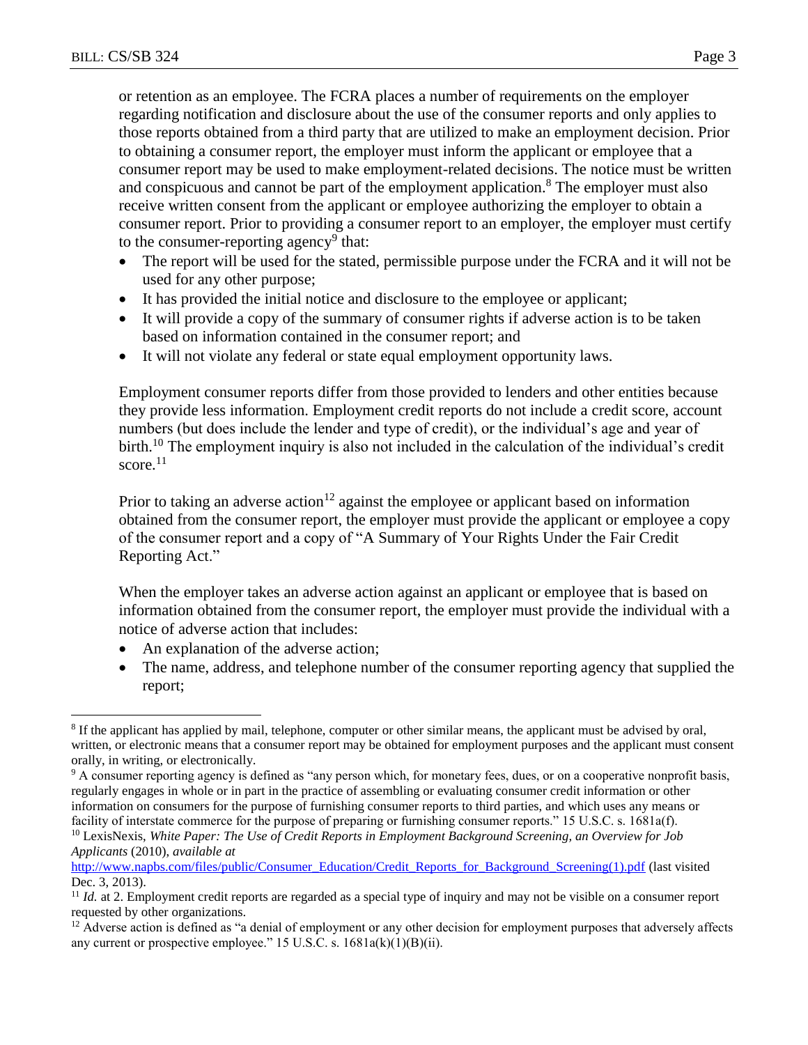or retention as an employee. The FCRA places a number of requirements on the employer regarding notification and disclosure about the use of the consumer reports and only applies to those reports obtained from a third party that are utilized to make an employment decision. Prior to obtaining a consumer report, the employer must inform the applicant or employee that a consumer report may be used to make employment-related decisions. The notice must be written and conspicuous and cannot be part of the employment application.[8] The employer must also receive written consent from the applicant or employee authorizing the employer to obtain a consumer report. Prior to providing a consumer report to an employer, the employer must certify to the consumer-reporting agency[9] that:

- The report will be used for the stated, permissible purpose under the FCRA and it will not be used for any other purpose;
- It has provided the initial notice and disclosure to the employee or applicant;
- It will provide a copy of the summary of consumer rights if adverse action is to be taken based on information contained in the consumer report; and
- It will not violate any federal or state equal employment opportunity laws.

Employment consumer reports differ from those provided to lenders and other entities because they provide less information. Employment credit reports do not include a credit score, account numbers (but does include the lender and type of credit), or the individual's age and year of birth.[10] The employment inquiry is also not included in the calculation of the individual's credit score.[11]

Prior to taking an adverse action[12] against the employee or applicant based on information obtained from the consumer report, the employer must provide the applicant or employee a copy of the consumer report and a copy of "A Summary of Your Rights Under the Fair Credit Reporting Act."

When the employer takes an adverse action against an applicant or employee that is based on information obtained from the consumer report, the employer must provide the individual with a notice of adverse action that includes:

- An explanation of the adverse action;
- The name, address, and telephone number of the consumer reporting agency that supplied the report;

---

[8] If the applicant has applied by mail, telephone, computer or other similar means, the applicant must be advised by oral, written, or electronic means that a consumer report may be obtained for employment purposes and the applicant must consent orally, in writing, or electronically.

[9] A consumer reporting agency is defined as "any person which, for monetary fees, dues, or on a cooperative nonprofit basis, regularly engages in whole or in part in the practice of assembling or evaluating consumer credit information or other information on consumers for the purpose of furnishing consumer reports to third parties, and which uses any means or facility of interstate commerce for the purpose of preparing or furnishing consumer reports." 15 U.S.C. s. 1681a(f).

[10] LexisNexis, *White Paper: The Use of Credit Reports in Employment Background Screening, an Overview for Job Applicants* (2010), *available at* http://www.napbs.com/files/public/Consumer_Education/Credit_Reports_for_Background_Screening(1).pdf (last visited Dec. 3, 2013).

[11] *Id.* at 2. Employment credit reports are regarded as a special type of inquiry and may not be visible on a consumer report requested by other organizations.

[12] Adverse action is defined as "a denial of employment or any other decision for employment purposes that adversely affects any current or prospective employee." 15 U.S.C. s. 1681a(k)(1)(B)(ii).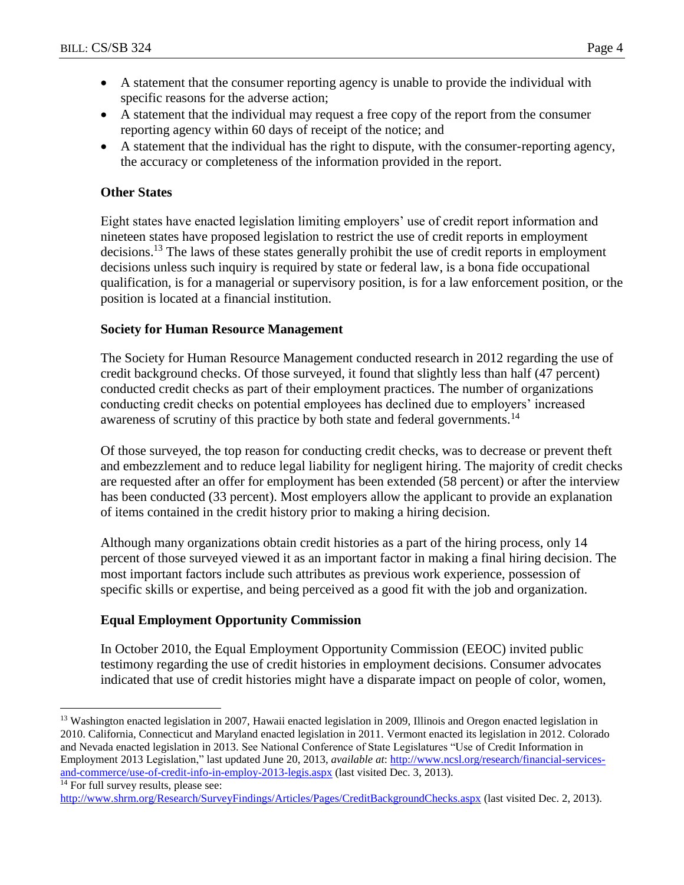- A statement that the consumer reporting agency is unable to provide the individual with specific reasons for the adverse action;
- A statement that the individual may request a free copy of the report from the consumer reporting agency within 60 days of receipt of the notice; and
- A statement that the individual has the right to dispute, with the consumer-reporting agency, the accuracy or completeness of the information provided in the report.

**Other States**

Eight states have enacted legislation limiting employers' use of credit report information and nineteen states have proposed legislation to restrict the use of credit reports in employment decisions.[13] The laws of these states generally prohibit the use of credit reports in employment decisions unless such inquiry is required by state or federal law, is a bona fide occupational qualification, is for a managerial or supervisory position, is for a law enforcement position, or the position is located at a financial institution.

**Society for Human Resource Management**

The Society for Human Resource Management conducted research in 2012 regarding the use of credit background checks. Of those surveyed, it found that slightly less than half (47 percent) conducted credit checks as part of their employment practices. The number of organizations conducting credit checks on potential employees has declined due to employers' increased awareness of scrutiny of this practice by both state and federal governments.[14]

Of those surveyed, the top reason for conducting credit checks, was to decrease or prevent theft and embezzlement and to reduce legal liability for negligent hiring. The majority of credit checks are requested after an offer for employment has been extended (58 percent) or after the interview has been conducted (33 percent). Most employers allow the applicant to provide an explanation of items contained in the credit history prior to making a hiring decision.

Although many organizations obtain credit histories as a part of the hiring process, only 14 percent of those surveyed viewed it as an important factor in making a final hiring decision. The most important factors include such attributes as previous work experience, possession of specific skills or expertise, and being perceived as a good fit with the job and organization.

**Equal Employment Opportunity Commission**

In October 2010, the Equal Employment Opportunity Commission (EEOC) invited public testimony regarding the use of credit histories in employment decisions. Consumer advocates indicated that use of credit histories might have a disparate impact on people of color, women,

---

[13] Washington enacted legislation in 2007, Hawaii enacted legislation in 2009, Illinois and Oregon enacted legislation in 2010. California, Connecticut and Maryland enacted legislation in 2011. Vermont enacted its legislation in 2012. Colorado and Nevada enacted legislation in 2013. See National Conference of State Legislatures "Use of Credit Information in Employment 2013 Legislation," last updated June 20, 2013, *available at*: http://www.ncsl.org/research/financial-services-and-commerce/use-of-credit-info-in-employ-2013-legis.aspx (last visited Dec. 3, 2013).

[14] For full survey results, please see: http://www.shrm.org/Research/SurveyFindings/Articles/Pages/CreditBackgroundChecks.aspx (last visited Dec. 2, 2013).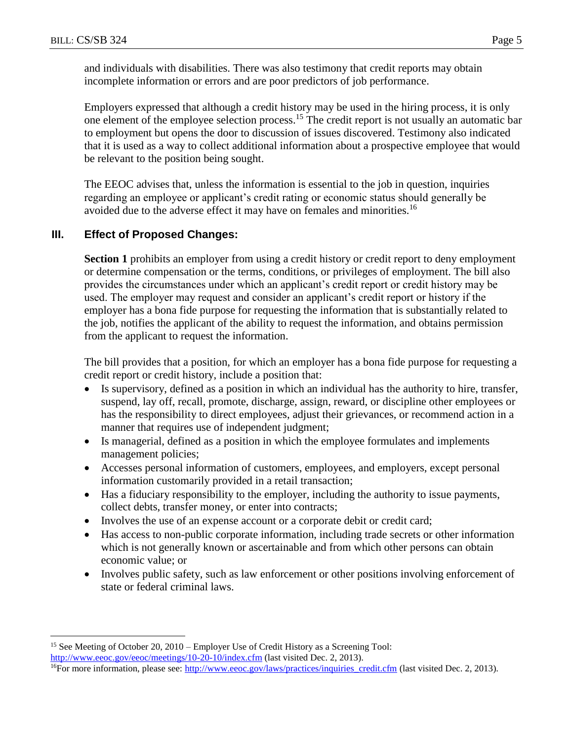and individuals with disabilities. There was also testimony that credit reports may obtain incomplete information or errors and are poor predictors of job performance.

Employers expressed that although a credit history may be used in the hiring process, it is only one element of the employee selection process.[15] The credit report is not usually an automatic bar to employment but opens the door to discussion of issues discovered. Testimony also indicated that it is used as a way to collect additional information about a prospective employee that would be relevant to the position being sought.

The EEOC advises that, unless the information is essential to the job in question, inquiries regarding an employee or applicant's credit rating or economic status should generally be avoided due to the adverse effect it may have on females and minorities.[16]

## III. Effect of Proposed Changes:

**Section 1** prohibits an employer from using a credit history or credit report to deny employment or determine compensation or the terms, conditions, or privileges of employment. The bill also provides the circumstances under which an applicant's credit report or credit history may be used. The employer may request and consider an applicant's credit report or history if the employer has a bona fide purpose for requesting the information that is substantially related to the job, notifies the applicant of the ability to request the information, and obtains permission from the applicant to request the information.

The bill provides that a position, for which an employer has a bona fide purpose for requesting a credit report or credit history, include a position that:

- Is supervisory, defined as a position in which an individual has the authority to hire, transfer, suspend, lay off, recall, promote, discharge, assign, reward, or discipline other employees or has the responsibility to direct employees, adjust their grievances, or recommend action in a manner that requires use of independent judgment;
- Is managerial, defined as a position in which the employee formulates and implements management policies;
- Accesses personal information of customers, employees, and employers, except personal information customarily provided in a retail transaction;
- Has a fiduciary responsibility to the employer, including the authority to issue payments, collect debts, transfer money, or enter into contracts;
- Involves the use of an expense account or a corporate debit or credit card;
- Has access to non-public corporate information, including trade secrets or other information which is not generally known or ascertainable and from which other persons can obtain economic value; or
- Involves public safety, such as law enforcement or other positions involving enforcement of state or federal criminal laws.

---

[15] See Meeting of October 20, 2010 – Employer Use of Credit History as a Screening Tool: http://www.eeoc.gov/eeoc/meetings/10-20-10/index.cfm (last visited Dec. 2, 2013).

[16] For more information, please see: http://www.eeoc.gov/laws/practices/inquiries_credit.cfm (last visited Dec. 2, 2013).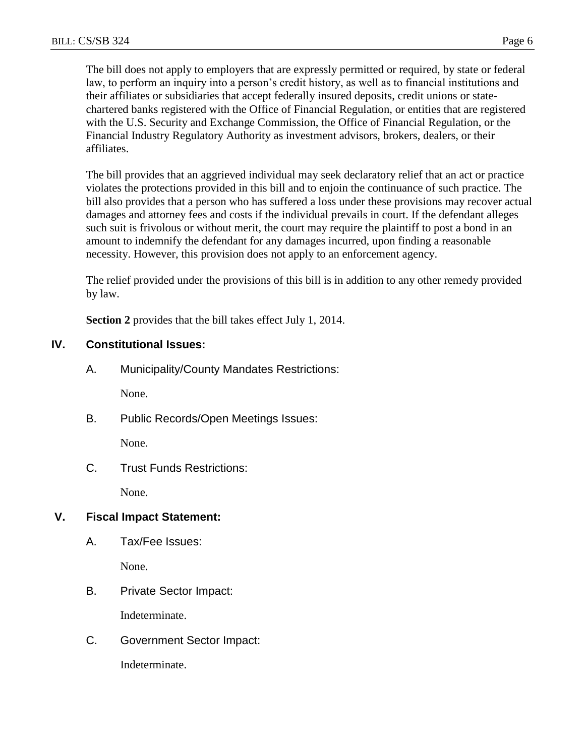The bill does not apply to employers that are expressly permitted or required, by state or federal law, to perform an inquiry into a person's credit history, as well as to financial institutions and their affiliates or subsidiaries that accept federally insured deposits, credit unions or state-chartered banks registered with the Office of Financial Regulation, or entities that are registered with the U.S. Security and Exchange Commission, the Office of Financial Regulation, or the Financial Industry Regulatory Authority as investment advisors, brokers, dealers, or their affiliates.

The bill provides that an aggrieved individual may seek declaratory relief that an act or practice violates the protections provided in this bill and to enjoin the continuance of such practice. The bill also provides that a person who has suffered a loss under these provisions may recover actual damages and attorney fees and costs if the individual prevails in court. If the defendant alleges such suit is frivolous or without merit, the court may require the plaintiff to post a bond in an amount to indemnify the defendant for any damages incurred, upon finding a reasonable necessity. However, this provision does not apply to an enforcement agency.

The relief provided under the provisions of this bill is in addition to any other remedy provided by law.

**Section 2** provides that the bill takes effect July 1, 2014.

## IV. Constitutional Issues:

### A. Municipality/County Mandates Restrictions:

None.

### B. Public Records/Open Meetings Issues:

None.

### C. Trust Funds Restrictions:

None.

## V. Fiscal Impact Statement:

### A. Tax/Fee Issues:

None.

### B. Private Sector Impact:

Indeterminate.

### C. Government Sector Impact:

Indeterminate.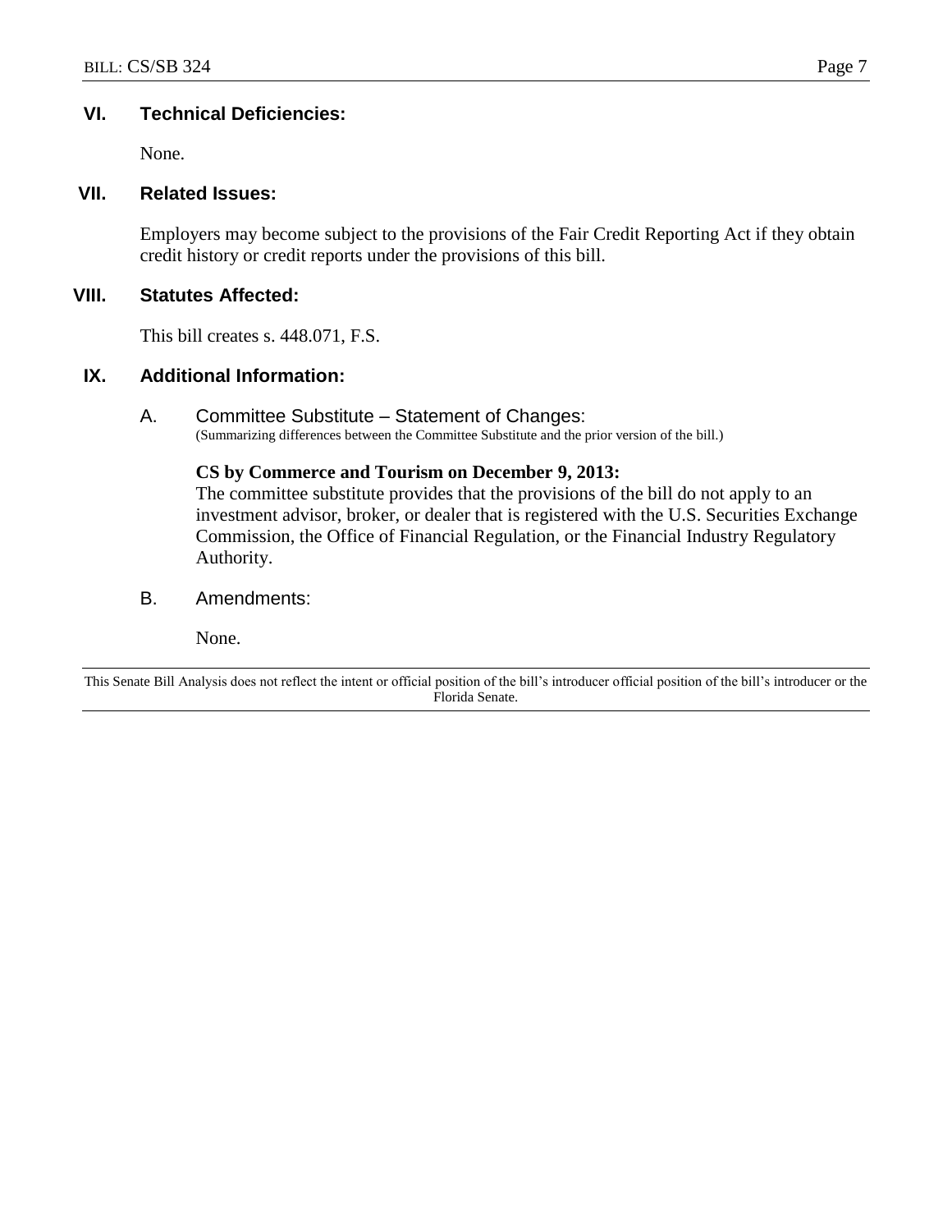## VI. Technical Deficiencies:

None.

## VII. Related Issues:

Employers may become subject to the provisions of the Fair Credit Reporting Act if they obtain credit history or credit reports under the provisions of this bill.

## VIII. Statutes Affected:

This bill creates s. 448.071, F.S.

## IX. Additional Information:

### A. Committee Substitute – Statement of Changes:

(Summarizing differences between the Committee Substitute and the prior version of the bill.)

**CS by Commerce and Tourism on December 9, 2013:**

The committee substitute provides that the provisions of the bill do not apply to an investment advisor, broker, or dealer that is registered with the U.S. Securities Exchange Commission, the Office of Financial Regulation, or the Financial Industry Regulatory Authority.

### B. Amendments:

None.

This Senate Bill Analysis does not reflect the intent or official position of the bill's introducer official position of the bill's introducer or the Florida Senate.